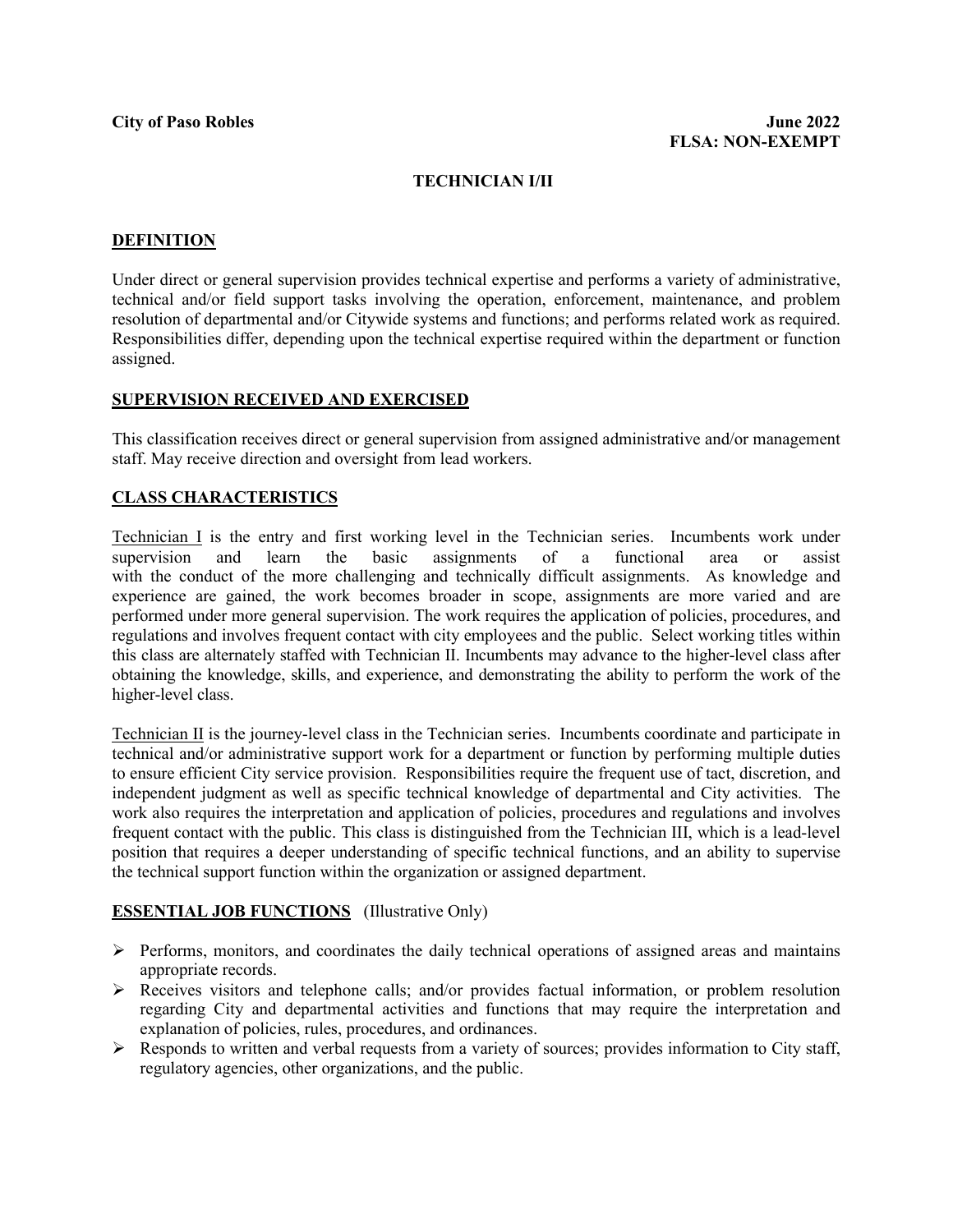**City of Paso Robles** **June 2022**

**FLSA: NON-EXEMPT**

# TECHNICIAN I/II

## DEFINITION

Under direct or general supervision provides technical expertise and performs a variety of administrative, technical and/or field support tasks involving the operation, enforcement, maintenance, and problem resolution of departmental and/or Citywide systems and functions; and performs related work as required. Responsibilities differ, depending upon the technical expertise required within the department or function assigned.

## SUPERVISION RECEIVED AND EXERCISED

This classification receives direct or general supervision from assigned administrative and/or management staff. May receive direction and oversight from lead workers.

## CLASS CHARACTERISTICS

Technician I is the entry and first working level in the Technician series. Incumbents work under supervision and learn the basic assignments of a functional area or assist with the conduct of the more challenging and technically difficult assignments. As knowledge and experience are gained, the work becomes broader in scope, assignments are more varied and are performed under more general supervision. The work requires the application of policies, procedures, and regulations and involves frequent contact with city employees and the public. Select working titles within this class are alternately staffed with Technician II. Incumbents may advance to the higher-level class after obtaining the knowledge, skills, and experience, and demonstrating the ability to perform the work of the higher-level class.

Technician II is the journey-level class in the Technician series. Incumbents coordinate and participate in technical and/or administrative support work for a department or function by performing multiple duties to ensure efficient City service provision. Responsibilities require the frequent use of tact, discretion, and independent judgment as well as specific technical knowledge of departmental and City activities. The work also requires the interpretation and application of policies, procedures and regulations and involves frequent contact with the public. This class is distinguished from the Technician III, which is a lead-level position that requires a deeper understanding of specific technical functions, and an ability to supervise the technical support function within the organization or assigned department.

## ESSENTIAL JOB FUNCTIONS (Illustrative Only)

- Performs, monitors, and coordinates the daily technical operations of assigned areas and maintains appropriate records.
- Receives visitors and telephone calls; and/or provides factual information, or problem resolution regarding City and departmental activities and functions that may require the interpretation and explanation of policies, rules, procedures, and ordinances.
- Responds to written and verbal requests from a variety of sources; provides information to City staff, regulatory agencies, other organizations, and the public.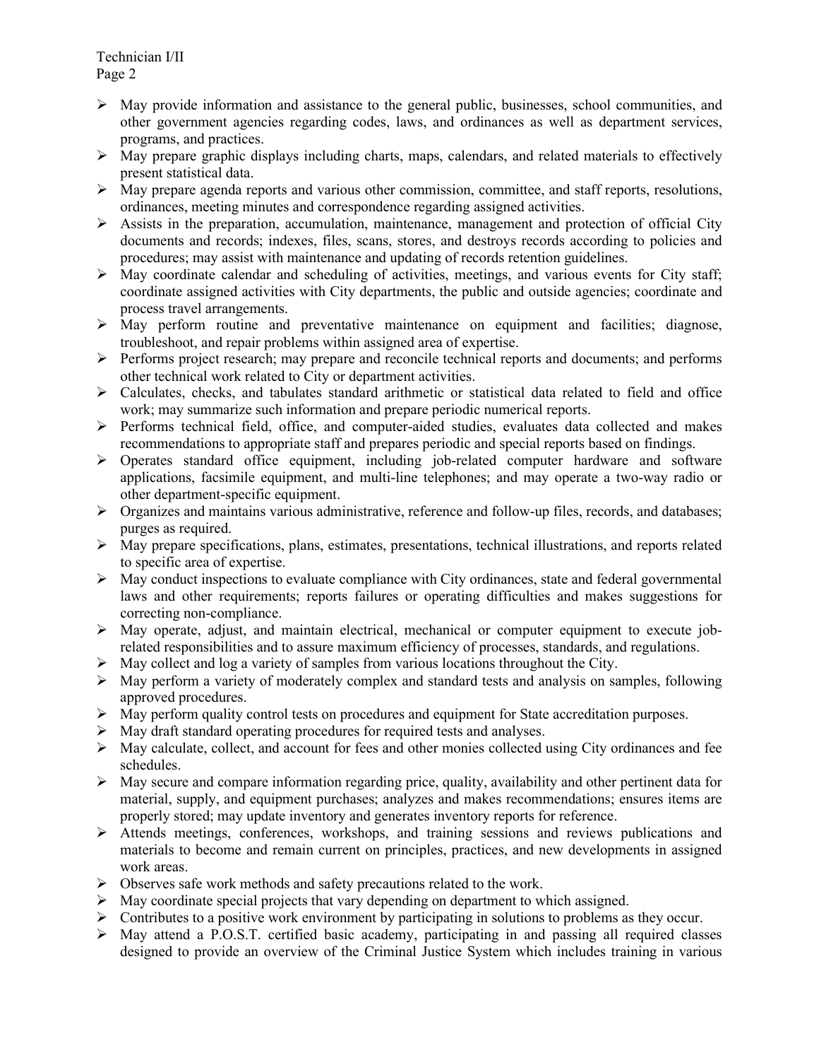- May provide information and assistance to the general public, businesses, school communities, and other government agencies regarding codes, laws, and ordinances as well as department services, programs, and practices.
- May prepare graphic displays including charts, maps, calendars, and related materials to effectively present statistical data.
- May prepare agenda reports and various other commission, committee, and staff reports, resolutions, ordinances, meeting minutes and correspondence regarding assigned activities.
- Assists in the preparation, accumulation, maintenance, management and protection of official City documents and records; indexes, files, scans, stores, and destroys records according to policies and procedures; may assist with maintenance and updating of records retention guidelines.
- May coordinate calendar and scheduling of activities, meetings, and various events for City staff; coordinate assigned activities with City departments, the public and outside agencies; coordinate and process travel arrangements.
- May perform routine and preventative maintenance on equipment and facilities; diagnose, troubleshoot, and repair problems within assigned area of expertise.
- Performs project research; may prepare and reconcile technical reports and documents; and performs other technical work related to City or department activities.
- Calculates, checks, and tabulates standard arithmetic or statistical data related to field and office work; may summarize such information and prepare periodic numerical reports.
- Performs technical field, office, and computer-aided studies, evaluates data collected and makes recommendations to appropriate staff and prepares periodic and special reports based on findings.
- Operates standard office equipment, including job-related computer hardware and software applications, facsimile equipment, and multi-line telephones; and may operate a two-way radio or other department-specific equipment.
- Organizes and maintains various administrative, reference and follow-up files, records, and databases; purges as required.
- May prepare specifications, plans, estimates, presentations, technical illustrations, and reports related to specific area of expertise.
- May conduct inspections to evaluate compliance with City ordinances, state and federal governmental laws and other requirements; reports failures or operating difficulties and makes suggestions for correcting non-compliance.
- May operate, adjust, and maintain electrical, mechanical or computer equipment to execute job-related responsibilities and to assure maximum efficiency of processes, standards, and regulations.
- May collect and log a variety of samples from various locations throughout the City.
- May perform a variety of moderately complex and standard tests and analysis on samples, following approved procedures.
- May perform quality control tests on procedures and equipment for State accreditation purposes.
- May draft standard operating procedures for required tests and analyses.
- May calculate, collect, and account for fees and other monies collected using City ordinances and fee schedules.
- May secure and compare information regarding price, quality, availability and other pertinent data for material, supply, and equipment purchases; analyzes and makes recommendations; ensures items are properly stored; may update inventory and generates inventory reports for reference.
- Attends meetings, conferences, workshops, and training sessions and reviews publications and materials to become and remain current on principles, practices, and new developments in assigned work areas.
- Observes safe work methods and safety precautions related to the work.
- May coordinate special projects that vary depending on department to which assigned.
- Contributes to a positive work environment by participating in solutions to problems as they occur.
- May attend a P.O.S.T. certified basic academy, participating in and passing all required classes designed to provide an overview of the Criminal Justice System which includes training in various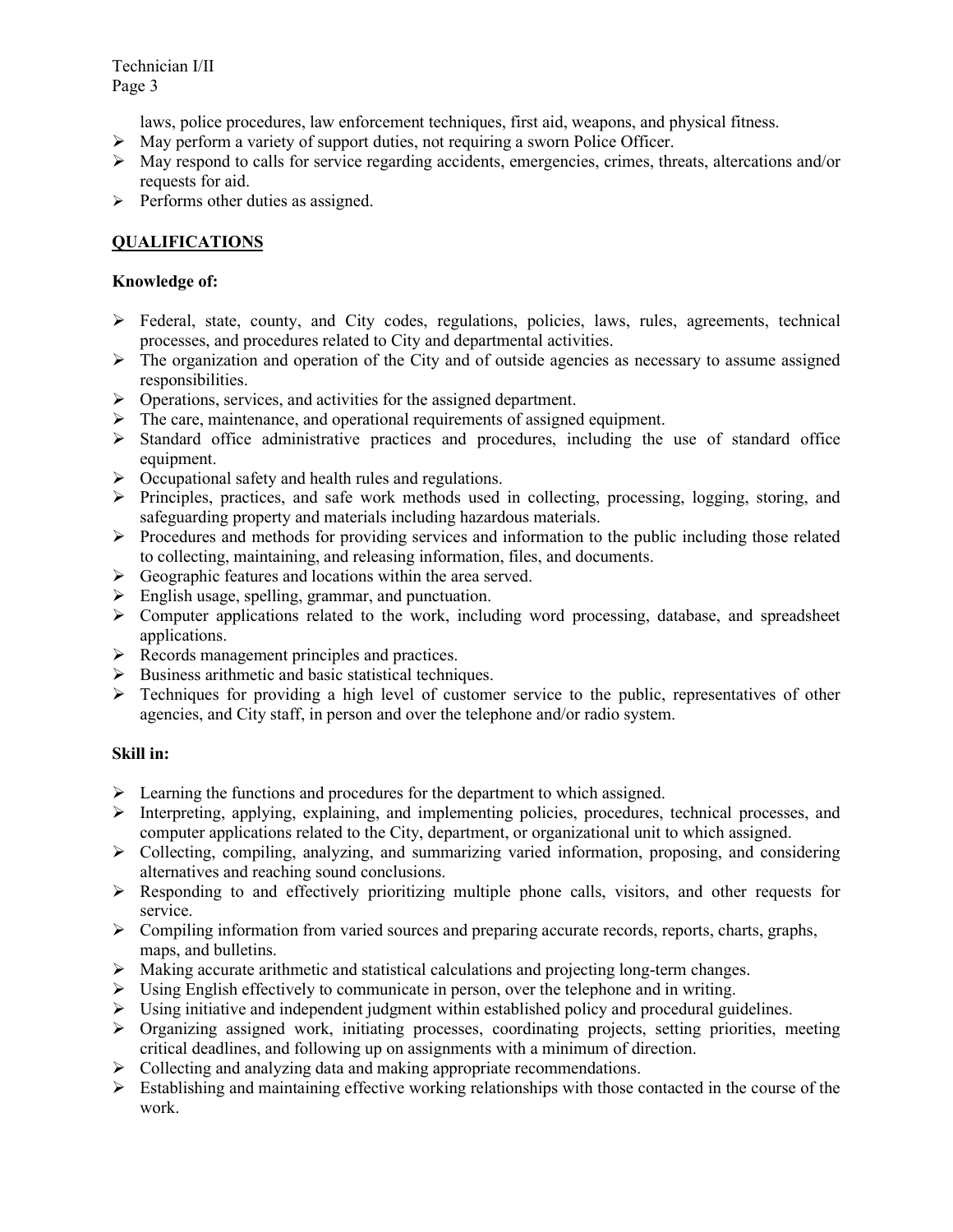laws, police procedures, law enforcement techniques, first aid, weapons, and physical fitness.

- May perform a variety of support duties, not requiring a sworn Police Officer.
- May respond to calls for service regarding accidents, emergencies, crimes, threats, altercations and/or requests for aid.
- Performs other duties as assigned.

## QUALIFICATIONS

### Knowledge of:

- Federal, state, county, and City codes, regulations, policies, laws, rules, agreements, technical processes, and procedures related to City and departmental activities.
- The organization and operation of the City and of outside agencies as necessary to assume assigned responsibilities.
- Operations, services, and activities for the assigned department.
- The care, maintenance, and operational requirements of assigned equipment.
- Standard office administrative practices and procedures, including the use of standard office equipment.
- Occupational safety and health rules and regulations.
- Principles, practices, and safe work methods used in collecting, processing, logging, storing, and safeguarding property and materials including hazardous materials.
- Procedures and methods for providing services and information to the public including those related to collecting, maintaining, and releasing information, files, and documents.
- Geographic features and locations within the area served.
- English usage, spelling, grammar, and punctuation.
- Computer applications related to the work, including word processing, database, and spreadsheet applications.
- Records management principles and practices.
- Business arithmetic and basic statistical techniques.
- Techniques for providing a high level of customer service to the public, representatives of other agencies, and City staff, in person and over the telephone and/or radio system.

### Skill in:

- Learning the functions and procedures for the department to which assigned.
- Interpreting, applying, explaining, and implementing policies, procedures, technical processes, and computer applications related to the City, department, or organizational unit to which assigned.
- Collecting, compiling, analyzing, and summarizing varied information, proposing, and considering alternatives and reaching sound conclusions.
- Responding to and effectively prioritizing multiple phone calls, visitors, and other requests for service.
- Compiling information from varied sources and preparing accurate records, reports, charts, graphs, maps, and bulletins.
- Making accurate arithmetic and statistical calculations and projecting long-term changes.
- Using English effectively to communicate in person, over the telephone and in writing.
- Using initiative and independent judgment within established policy and procedural guidelines.
- Organizing assigned work, initiating processes, coordinating projects, setting priorities, meeting critical deadlines, and following up on assignments with a minimum of direction.
- Collecting and analyzing data and making appropriate recommendations.
- Establishing and maintaining effective working relationships with those contacted in the course of the work.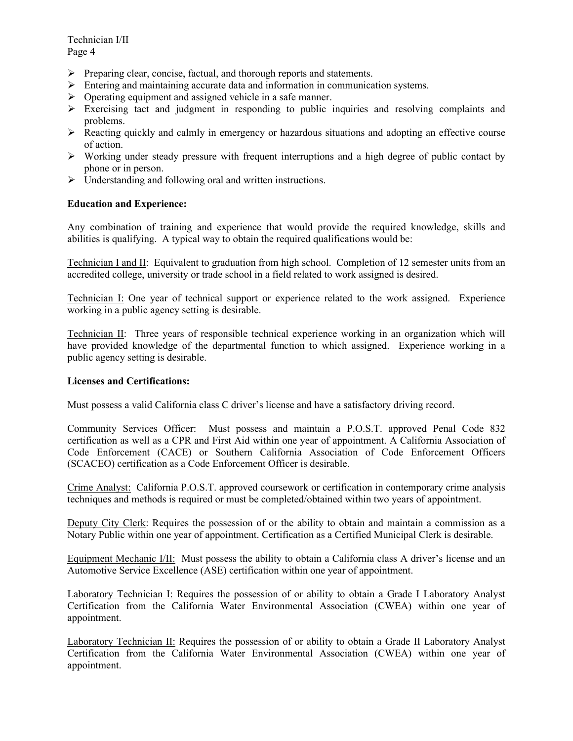- Preparing clear, concise, factual, and thorough reports and statements.
- Entering and maintaining accurate data and information in communication systems.
- Operating equipment and assigned vehicle in a safe manner.
- Exercising tact and judgment in responding to public inquiries and resolving complaints and problems.
- Reacting quickly and calmly in emergency or hazardous situations and adopting an effective course of action.
- Working under steady pressure with frequent interruptions and a high degree of public contact by phone or in person.
- Understanding and following oral and written instructions.

**Education and Experience:**

Any combination of training and experience that would provide the required knowledge, skills and abilities is qualifying. A typical way to obtain the required qualifications would be:

Technician I and II: Equivalent to graduation from high school. Completion of 12 semester units from an accredited college, university or trade school in a field related to work assigned is desired.

Technician I: One year of technical support or experience related to the work assigned. Experience working in a public agency setting is desirable.

Technician II: Three years of responsible technical experience working in an organization which will have provided knowledge of the departmental function to which assigned. Experience working in a public agency setting is desirable.

**Licenses and Certifications:**

Must possess a valid California class C driver's license and have a satisfactory driving record.

Community Services Officer: Must possess and maintain a P.O.S.T. approved Penal Code 832 certification as well as a CPR and First Aid within one year of appointment. A California Association of Code Enforcement (CACE) or Southern California Association of Code Enforcement Officers (SCACEO) certification as a Code Enforcement Officer is desirable.

Crime Analyst: California P.O.S.T. approved coursework or certification in contemporary crime analysis techniques and methods is required or must be completed/obtained within two years of appointment.

Deputy City Clerk: Requires the possession of or the ability to obtain and maintain a commission as a Notary Public within one year of appointment. Certification as a Certified Municipal Clerk is desirable.

Equipment Mechanic I/II: Must possess the ability to obtain a California class A driver's license and an Automotive Service Excellence (ASE) certification within one year of appointment.

Laboratory Technician I: Requires the possession of or ability to obtain a Grade I Laboratory Analyst Certification from the California Water Environmental Association (CWEA) within one year of appointment.

Laboratory Technician II: Requires the possession of or ability to obtain a Grade II Laboratory Analyst Certification from the California Water Environmental Association (CWEA) within one year of appointment.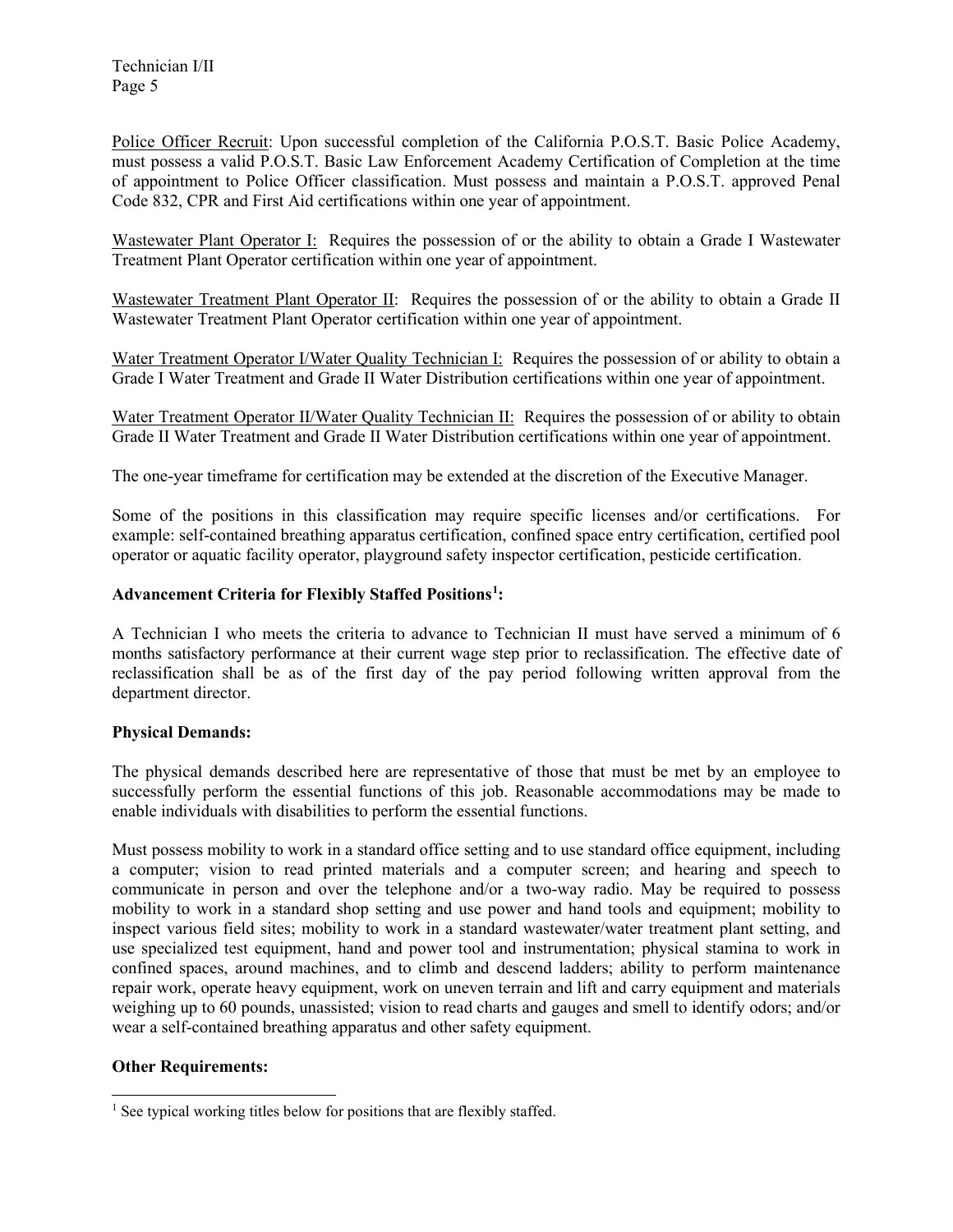Police Officer Recruit: Upon successful completion of the California P.O.S.T. Basic Police Academy, must possess a valid P.O.S.T. Basic Law Enforcement Academy Certification of Completion at the time of appointment to Police Officer classification. Must possess and maintain a P.O.S.T. approved Penal Code 832, CPR and First Aid certifications within one year of appointment.

Wastewater Plant Operator I: Requires the possession of or the ability to obtain a Grade I Wastewater Treatment Plant Operator certification within one year of appointment.

Wastewater Treatment Plant Operator II: Requires the possession of or the ability to obtain a Grade II Wastewater Treatment Plant Operator certification within one year of appointment.

Water Treatment Operator I/Water Quality Technician I: Requires the possession of or ability to obtain a Grade I Water Treatment and Grade II Water Distribution certifications within one year of appointment.

Water Treatment Operator II/Water Quality Technician II: Requires the possession of or ability to obtain Grade II Water Treatment and Grade II Water Distribution certifications within one year of appointment.

The one-year timeframe for certification may be extended at the discretion of the Executive Manager.

Some of the positions in this classification may require specific licenses and/or certifications. For example: self-contained breathing apparatus certification, confined space entry certification, certified pool operator or aquatic facility operator, playground safety inspector certification, pesticide certification.

**Advancement Criteria for Flexibly Staffed Positions[1]:**

A Technician I who meets the criteria to advance to Technician II must have served a minimum of 6 months satisfactory performance at their current wage step prior to reclassification. The effective date of reclassification shall be as of the first day of the pay period following written approval from the department director.

**Physical Demands:**

The physical demands described here are representative of those that must be met by an employee to successfully perform the essential functions of this job. Reasonable accommodations may be made to enable individuals with disabilities to perform the essential functions.

Must possess mobility to work in a standard office setting and to use standard office equipment, including a computer; vision to read printed materials and a computer screen; and hearing and speech to communicate in person and over the telephone and/or a two-way radio. May be required to possess mobility to work in a standard shop setting and use power and hand tools and equipment; mobility to inspect various field sites; mobility to work in a standard wastewater/water treatment plant setting, and use specialized test equipment, hand and power tool and instrumentation; physical stamina to work in confined spaces, around machines, and to climb and descend ladders; ability to perform maintenance repair work, operate heavy equipment, work on uneven terrain and lift and carry equipment and materials weighing up to 60 pounds, unassisted; vision to read charts and gauges and smell to identify odors; and/or wear a self-contained breathing apparatus and other safety equipment.

**Other Requirements:**

[1] See typical working titles below for positions that are flexibly staffed.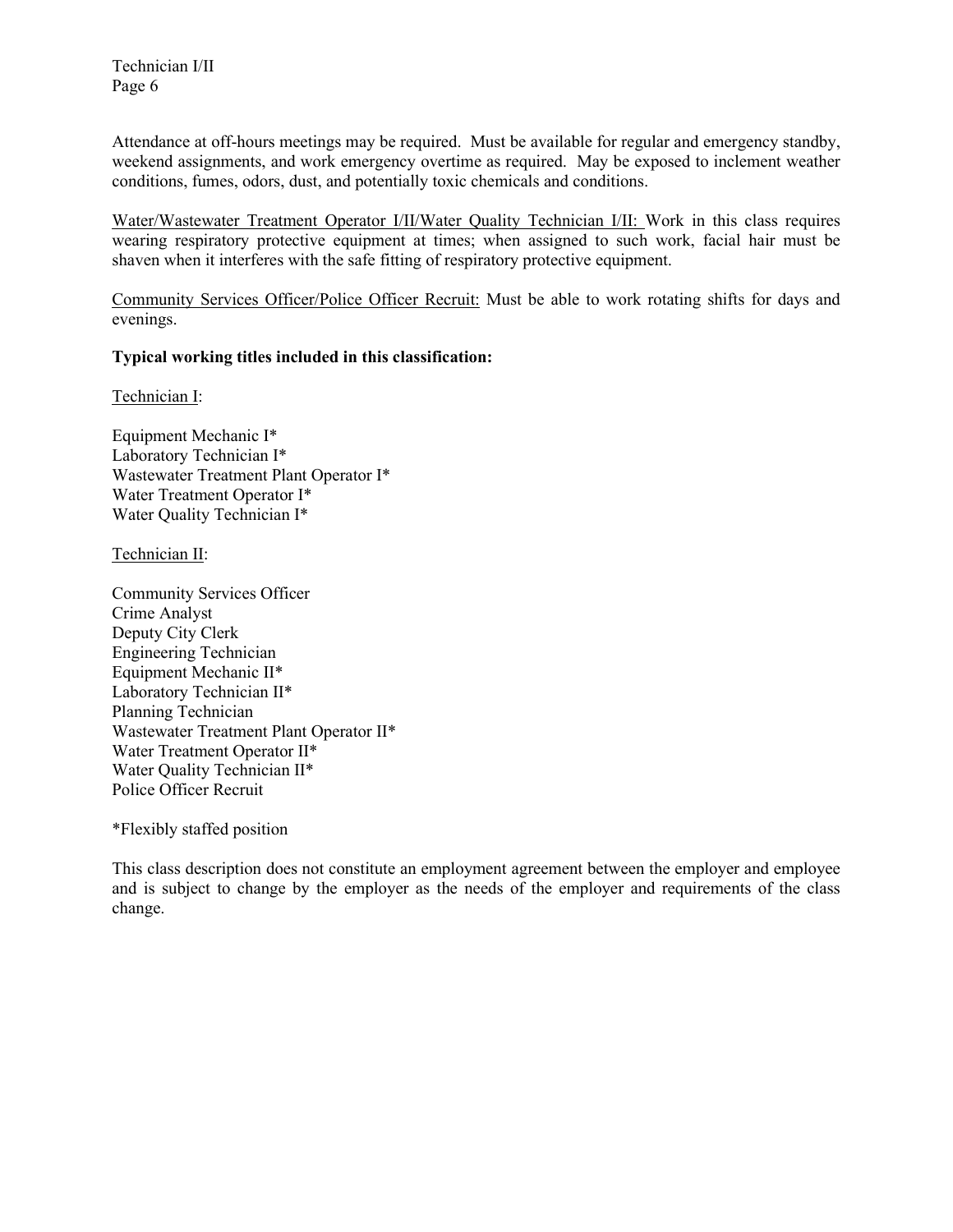Attendance at off-hours meetings may be required. Must be available for regular and emergency standby, weekend assignments, and work emergency overtime as required. May be exposed to inclement weather conditions, fumes, odors, dust, and potentially toxic chemicals and conditions.

<u>Water/Wastewater Treatment Operator I/II/Water Quality Technician I/II:</u> Work in this class requires wearing respiratory protective equipment at times; when assigned to such work, facial hair must be shaven when it interferes with the safe fitting of respiratory protective equipment.

<u>Community Services Officer/Police Officer Recruit:</u> Must be able to work rotating shifts for days and evenings.

**Typical working titles included in this classification:**

<u>Technician I</u>:

Equipment Mechanic I*
Laboratory Technician I*
Wastewater Treatment Plant Operator I*
Water Treatment Operator I*
Water Quality Technician I*

<u>Technician II</u>:

Community Services Officer
Crime Analyst
Deputy City Clerk
Engineering Technician
Equipment Mechanic II*
Laboratory Technician II*
Planning Technician
Wastewater Treatment Plant Operator II*
Water Treatment Operator II*
Water Quality Technician II*
Police Officer Recruit

*Flexibly staffed position

This class description does not constitute an employment agreement between the employer and employee and is subject to change by the employer as the needs of the employer and requirements of the class change.